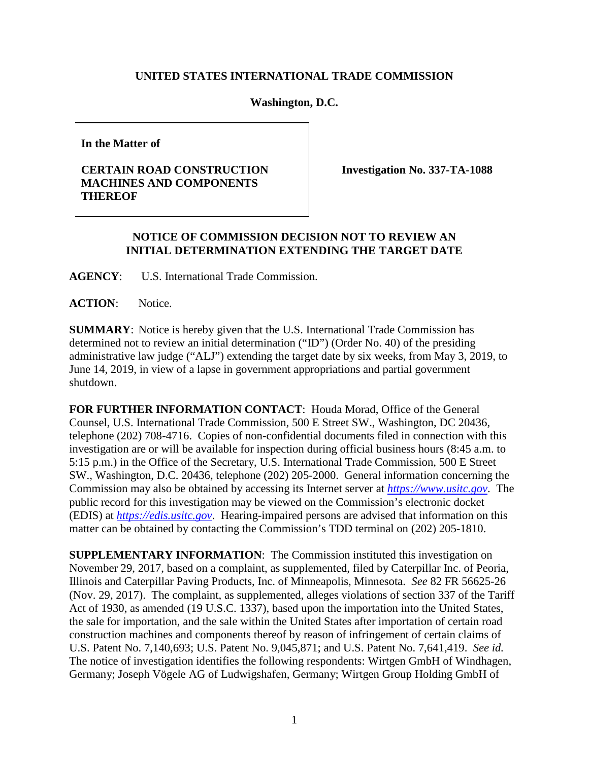**UNITED STATES INTERNATIONAL TRADE COMMISSION**

**Washington, D.C.**

| | |
|---|---|
| **In the Matter of**<br><br>**CERTAIN ROAD CONSTRUCTION MACHINES AND COMPONENTS THEREOF** | **Investigation No. 337-TA-1088** |

**NOTICE OF COMMISSION DECISION NOT TO REVIEW AN INITIAL DETERMINATION EXTENDING THE TARGET DATE**

**AGENCY**: U.S. International Trade Commission.

**ACTION**: Notice.

**SUMMARY**: Notice is hereby given that the U.S. International Trade Commission has determined not to review an initial determination ("ID") (Order No. 40) of the presiding administrative law judge ("ALJ") extending the target date by six weeks, from May 3, 2019, to June 14, 2019, in view of a lapse in government appropriations and partial government shutdown.

**FOR FURTHER INFORMATION CONTACT**: Houda Morad, Office of the General Counsel, U.S. International Trade Commission, 500 E Street SW., Washington, DC 20436, telephone (202) 708-4716. Copies of non-confidential documents filed in connection with this investigation are or will be available for inspection during official business hours (8:45 a.m. to 5:15 p.m.) in the Office of the Secretary, U.S. International Trade Commission, 500 E Street SW., Washington, D.C. 20436, telephone (202) 205-2000. General information concerning the Commission may also be obtained by accessing its Internet server at *https://www.usitc.gov*. The public record for this investigation may be viewed on the Commission's electronic docket (EDIS) at *https://edis.usitc.gov*. Hearing-impaired persons are advised that information on this matter can be obtained by contacting the Commission's TDD terminal on (202) 205-1810.

**SUPPLEMENTARY INFORMATION**: The Commission instituted this investigation on November 29, 2017, based on a complaint, as supplemented, filed by Caterpillar Inc. of Peoria, Illinois and Caterpillar Paving Products, Inc. of Minneapolis, Minnesota. *See* 82 FR 56625-26 (Nov. 29, 2017). The complaint, as supplemented, alleges violations of section 337 of the Tariff Act of 1930, as amended (19 U.S.C. 1337), based upon the importation into the United States, the sale for importation, and the sale within the United States after importation of certain road construction machines and components thereof by reason of infringement of certain claims of U.S. Patent No. 7,140,693; U.S. Patent No. 9,045,871; and U.S. Patent No. 7,641,419. *See id.* The notice of investigation identifies the following respondents: Wirtgen GmbH of Windhagen, Germany; Joseph Vögele AG of Ludwigshafen, Germany; Wirtgen Group Holding GmbH of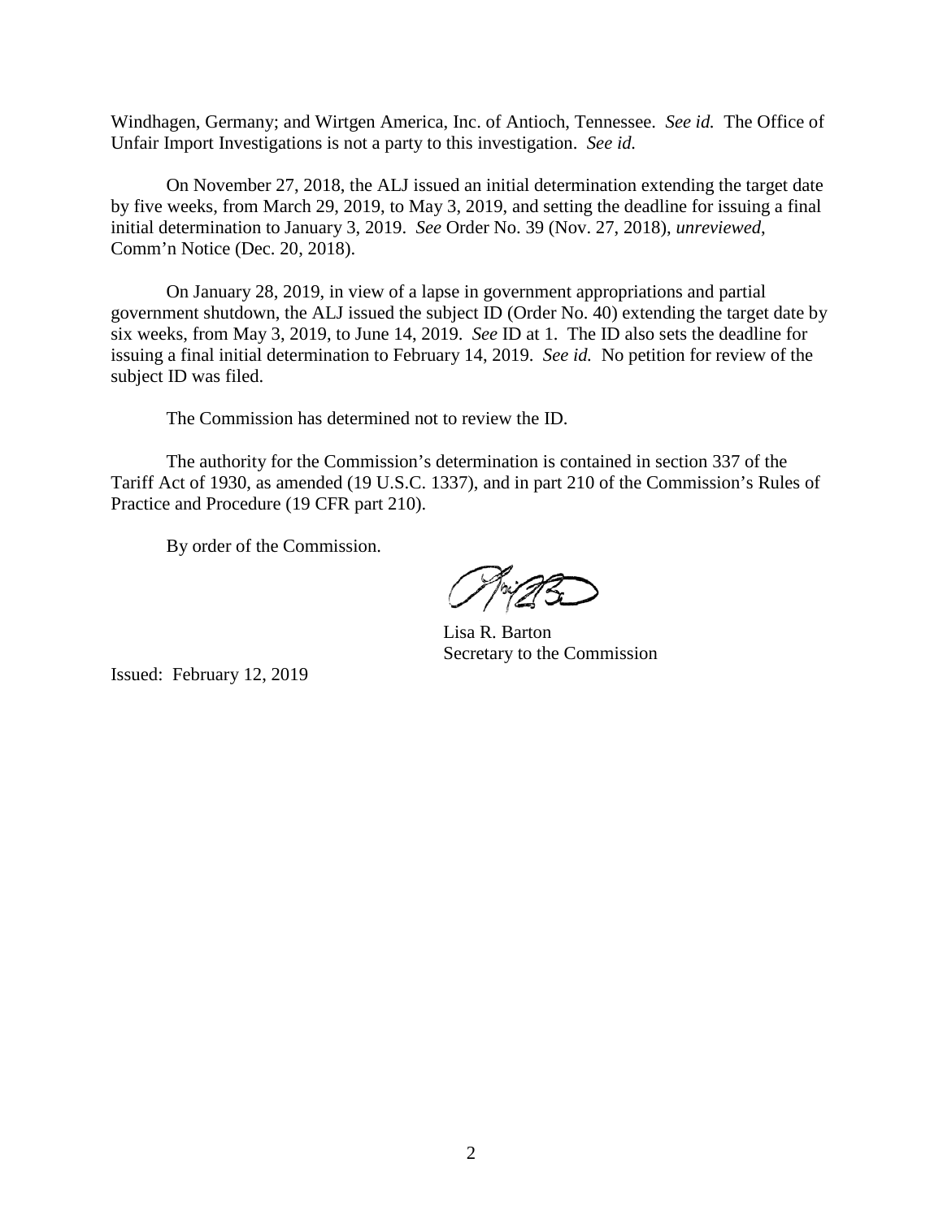Windhagen, Germany; and Wirtgen America, Inc. of Antioch, Tennessee. *See id.* The Office of Unfair Import Investigations is not a party to this investigation. *See id.*

On November 27, 2018, the ALJ issued an initial determination extending the target date by five weeks, from March 29, 2019, to May 3, 2019, and setting the deadline for issuing a final initial determination to January 3, 2019. *See* Order No. 39 (Nov. 27, 2018), *unreviewed*, Comm'n Notice (Dec. 20, 2018).

On January 28, 2019, in view of a lapse in government appropriations and partial government shutdown, the ALJ issued the subject ID (Order No. 40) extending the target date by six weeks, from May 3, 2019, to June 14, 2019. *See* ID at 1. The ID also sets the deadline for issuing a final initial determination to February 14, 2019. *See id.* No petition for review of the subject ID was filed.

The Commission has determined not to review the ID.

The authority for the Commission's determination is contained in section 337 of the Tariff Act of 1930, as amended (19 U.S.C. 1337), and in part 210 of the Commission's Rules of Practice and Procedure (19 CFR part 210).

By order of the Commission.

Lisa R. Barton
Secretary to the Commission

Issued: February 12, 2019